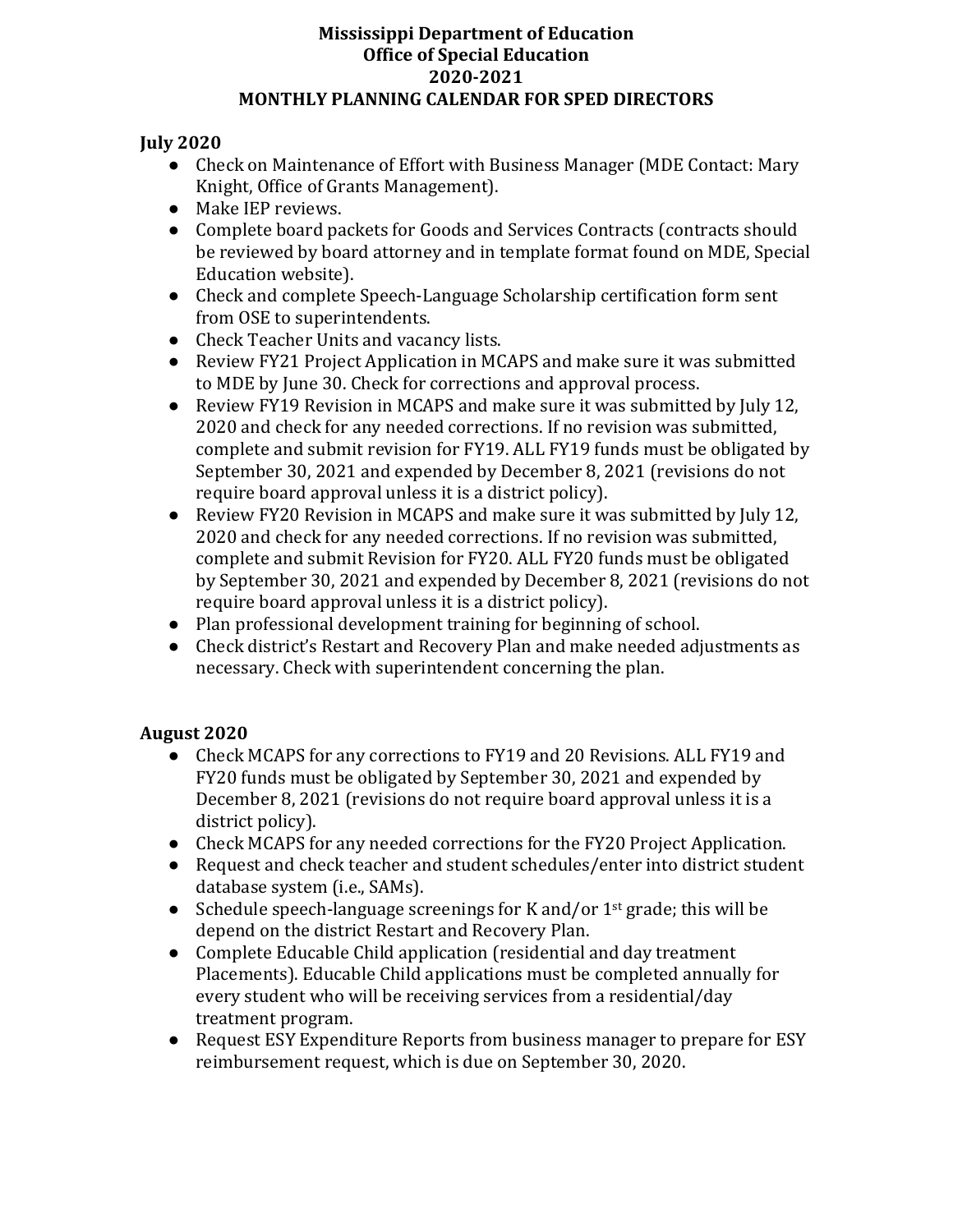# Mississippi Department of Education
# Office of Special Education
# 2020-2021
# MONTHLY PLANNING CALENDAR FOR SPED DIRECTORS

## July 2020

- Check on Maintenance of Effort with Business Manager (MDE Contact: Mary Knight, Office of Grants Management).
- Make IEP reviews.
- Complete board packets for Goods and Services Contracts (contracts should be reviewed by board attorney and in template format found on MDE, Special Education website).
- Check and complete Speech-Language Scholarship certification form sent from OSE to superintendents.
- Check Teacher Units and vacancy lists.
- Review FY21 Project Application in MCAPS and make sure it was submitted to MDE by June 30. Check for corrections and approval process.
- Review FY19 Revision in MCAPS and make sure it was submitted by July 12, 2020 and check for any needed corrections. If no revision was submitted, complete and submit revision for FY19. ALL FY19 funds must be obligated by September 30, 2021 and expended by December 8, 2021 (revisions do not require board approval unless it is a district policy).
- Review FY20 Revision in MCAPS and make sure it was submitted by July 12, 2020 and check for any needed corrections. If no revision was submitted, complete and submit Revision for FY20. ALL FY20 funds must be obligated by September 30, 2021 and expended by December 8, 2021 (revisions do not require board approval unless it is a district policy).
- Plan professional development training for beginning of school.
- Check district's Restart and Recovery Plan and make needed adjustments as necessary. Check with superintendent concerning the plan.

## August 2020

- Check MCAPS for any corrections to FY19 and 20 Revisions. ALL FY19 and FY20 funds must be obligated by September 30, 2021 and expended by December 8, 2021 (revisions do not require board approval unless it is a district policy).
- Check MCAPS for any needed corrections for the FY20 Project Application.
- Request and check teacher and student schedules/enter into district student database system (i.e., SAMs).
- Schedule speech-language screenings for K and/or 1st grade; this will be depend on the district Restart and Recovery Plan.
- Complete Educable Child application (residential and day treatment Placements). Educable Child applications must be completed annually for every student who will be receiving services from a residential/day treatment program.
- Request ESY Expenditure Reports from business manager to prepare for ESY reimbursement request, which is due on September 30, 2020.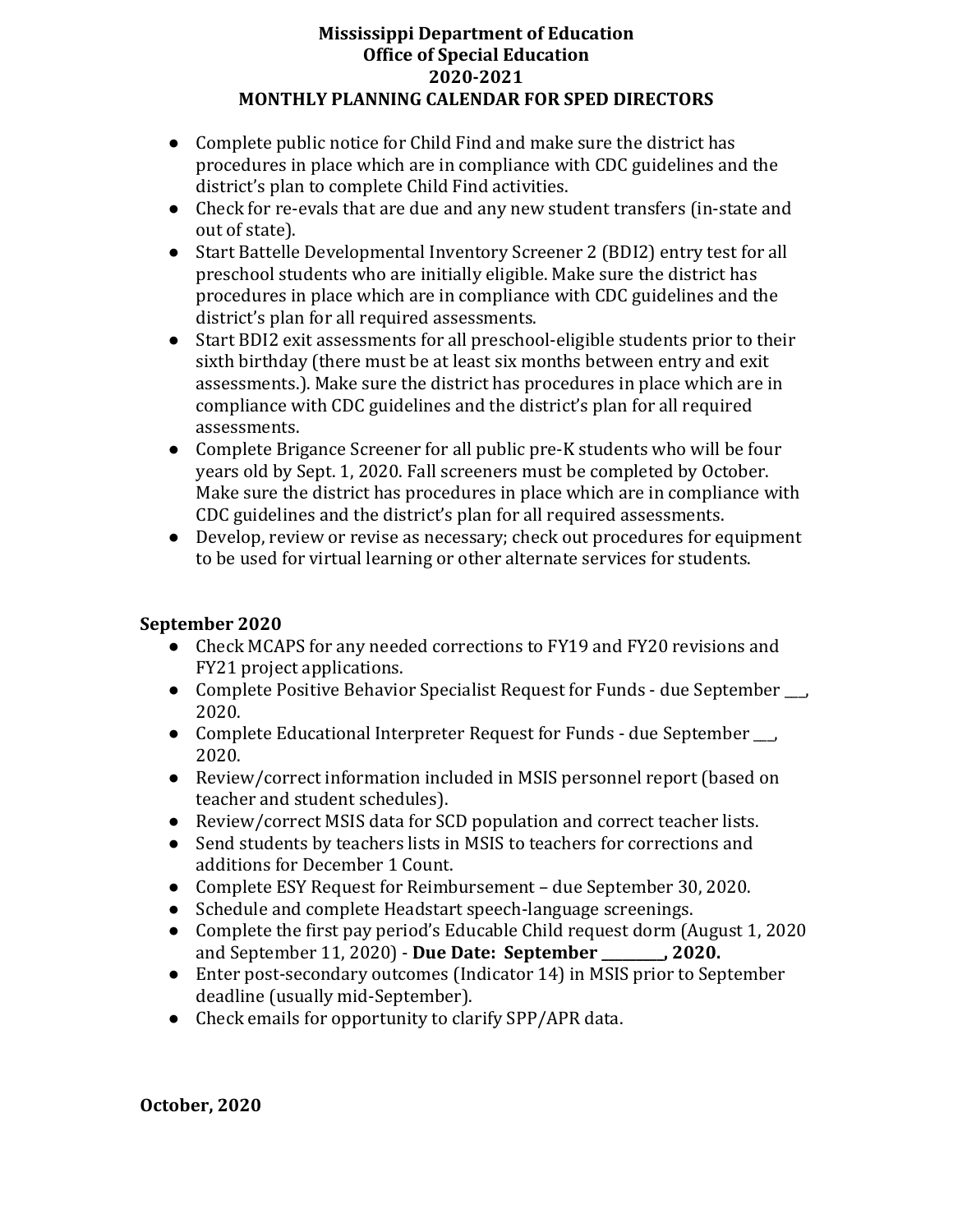**Mississippi Department of Education**
**Office of Special Education**
**2020-2021**
**MONTHLY PLANNING CALENDAR FOR SPED DIRECTORS**

- Complete public notice for Child Find and make sure the district has procedures in place which are in compliance with CDC guidelines and the district's plan to complete Child Find activities.
- Check for re-evals that are due and any new student transfers (in-state and out of state).
- Start Battelle Developmental Inventory Screener 2 (BDI2) entry test for all preschool students who are initially eligible. Make sure the district has procedures in place which are in compliance with CDC guidelines and the district's plan for all required assessments.
- Start BDI2 exit assessments for all preschool-eligible students prior to their sixth birthday (there must be at least six months between entry and exit assessments.). Make sure the district has procedures in place which are in compliance with CDC guidelines and the district's plan for all required assessments.
- Complete Brigance Screener for all public pre-K students who will be four years old by Sept. 1, 2020. Fall screeners must be completed by October. Make sure the district has procedures in place which are in compliance with CDC guidelines and the district's plan for all required assessments.
- Develop, review or revise as necessary; check out procedures for equipment to be used for virtual learning or other alternate services for students.

**September 2020**

- Check MCAPS for any needed corrections to FY19 and FY20 revisions and FY21 project applications.
- Complete Positive Behavior Specialist Request for Funds - due September ___, 2020.
- Complete Educational Interpreter Request for Funds - due September ___, 2020.
- Review/correct information included in MSIS personnel report (based on teacher and student schedules).
- Review/correct MSIS data for SCD population and correct teacher lists.
- Send students by teachers lists in MSIS to teachers for corrections and additions for December 1 Count.
- Complete ESY Request for Reimbursement – due September 30, 2020.
- Schedule and complete Headstart speech-language screenings.
- Complete the first pay period's Educable Child request dorm (August 1, 2020 and September 11, 2020) - **Due Date: September _________, 2020.**
- Enter post-secondary outcomes (Indicator 14) in MSIS prior to September deadline (usually mid-September).
- Check emails for opportunity to clarify SPP/APR data.

**October, 2020**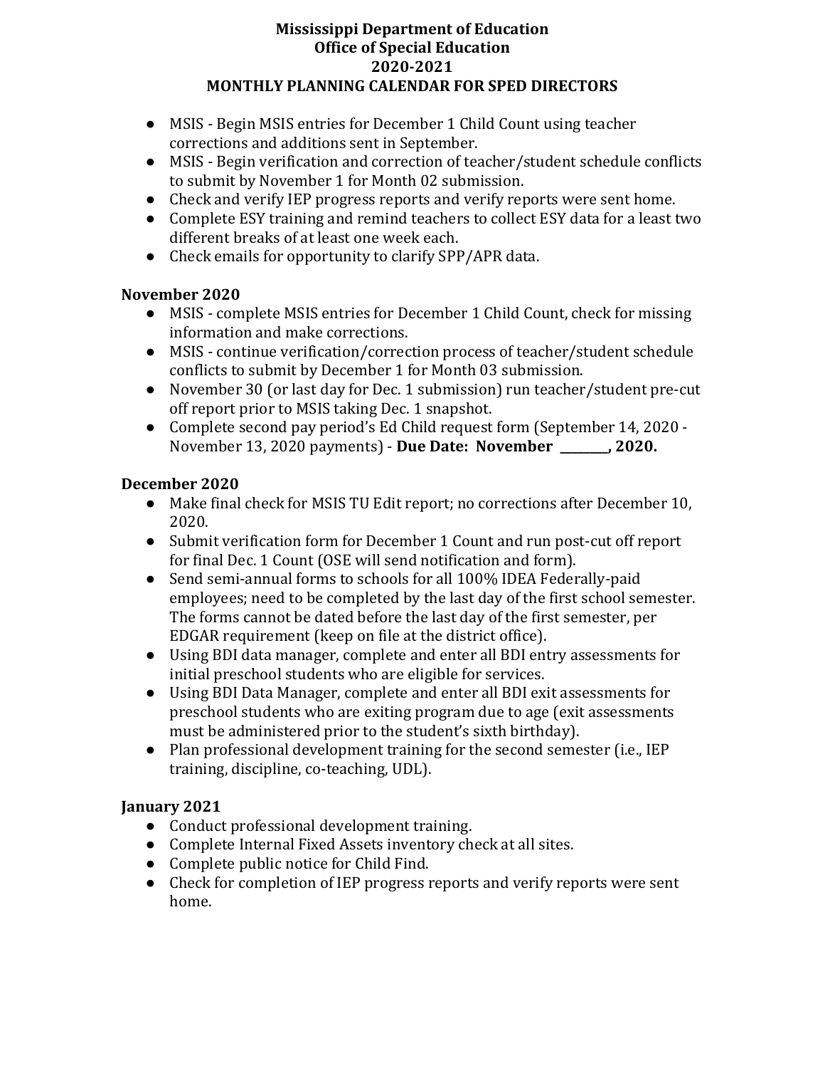**Mississippi Department of Education**
**Office of Special Education**
**2020-2021**
**MONTHLY PLANNING CALENDAR FOR SPED DIRECTORS**

- MSIS - Begin MSIS entries for December 1 Child Count using teacher corrections and additions sent in September.
- MSIS - Begin verification and correction of teacher/student schedule conflicts to submit by November 1 for Month 02 submission.
- Check and verify IEP progress reports and verify reports were sent home.
- Complete ESY training and remind teachers to collect ESY data for a least two different breaks of at least one week each.
- Check emails for opportunity to clarify SPP/APR data.

## November 2020

- MSIS - complete MSIS entries for December 1 Child Count, check for missing information and make corrections.
- MSIS - continue verification/correction process of teacher/student schedule conflicts to submit by December 1 for Month 03 submission.
- November 30 (or last day for Dec. 1 submission) run teacher/student pre-cut off report prior to MSIS taking Dec. 1 snapshot.
- Complete second pay period's Ed Child request form (September 14, 2020 - November 13, 2020 payments) - **Due Date: November ________, 2020.**

## December 2020

- Make final check for MSIS TU Edit report; no corrections after December 10, 2020.
- Submit verification form for December 1 Count and run post-cut off report for final Dec. 1 Count (OSE will send notification and form).
- Send semi-annual forms to schools for all 100% IDEA Federally-paid employees; need to be completed by the last day of the first school semester. The forms cannot be dated before the last day of the first semester, per EDGAR requirement (keep on file at the district office).
- Using BDI data manager, complete and enter all BDI entry assessments for initial preschool students who are eligible for services.
- Using BDI Data Manager, complete and enter all BDI exit assessments for preschool students who are exiting program due to age (exit assessments must be administered prior to the student's sixth birthday).
- Plan professional development training for the second semester (i.e., IEP training, discipline, co-teaching, UDL).

## January 2021

- Conduct professional development training.
- Complete Internal Fixed Assets inventory check at all sites.
- Complete public notice for Child Find.
- Check for completion of IEP progress reports and verify reports were sent home.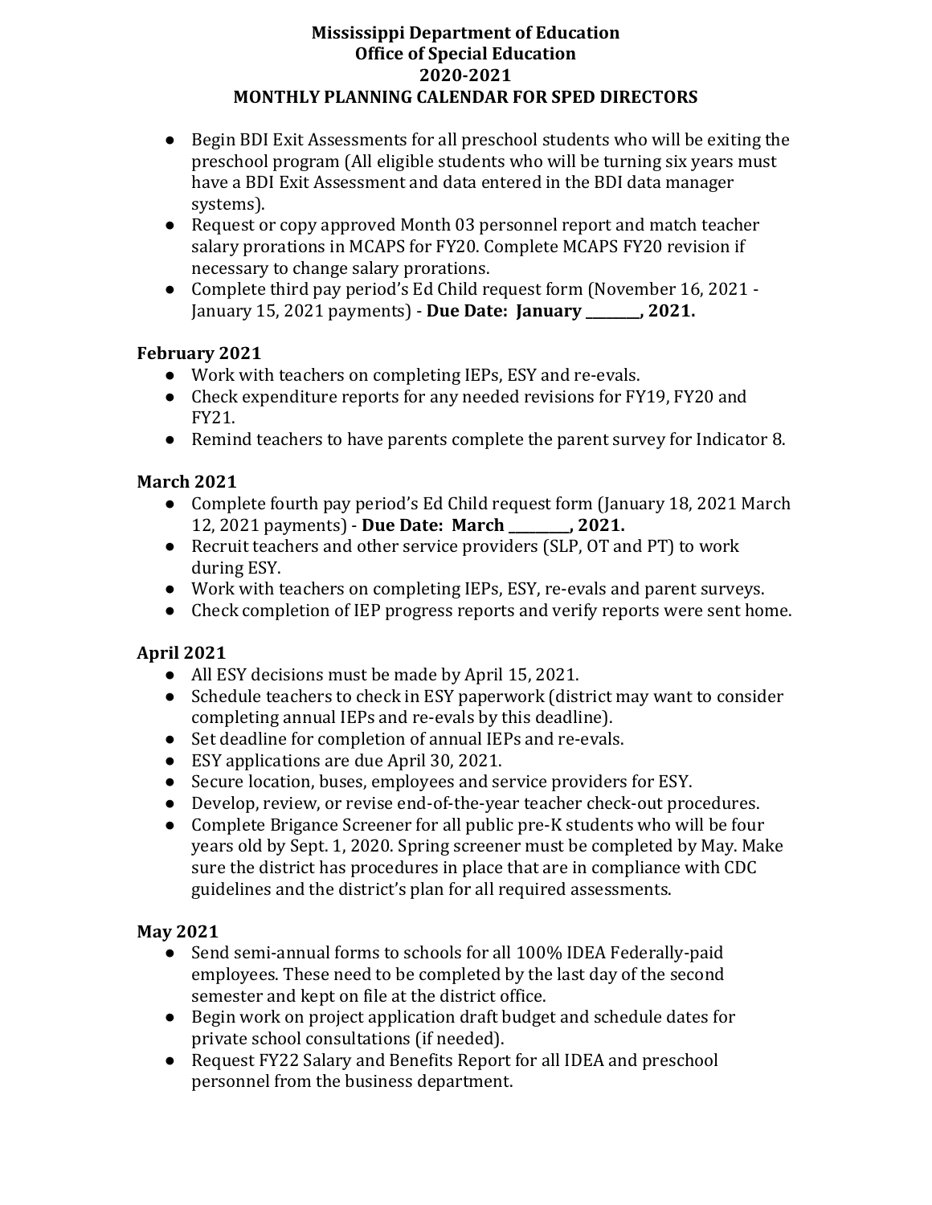**Mississippi Department of Education**
**Office of Special Education**
**2020-2021**
**MONTHLY PLANNING CALENDAR FOR SPED DIRECTORS**

- Begin BDI Exit Assessments for all preschool students who will be exiting the preschool program (All eligible students who will be turning six years must have a BDI Exit Assessment and data entered in the BDI data manager systems).
- Request or copy approved Month 03 personnel report and match teacher salary prorations in MCAPS for FY20. Complete MCAPS FY20 revision if necessary to change salary prorations.
- Complete third pay period's Ed Child request form (November 16, 2021 - January 15, 2021 payments) - **Due Date: January ________, 2021.**

### February 2021

- Work with teachers on completing IEPs, ESY and re-evals.
- Check expenditure reports for any needed revisions for FY19, FY20 and FY21.
- Remind teachers to have parents complete the parent survey for Indicator 8.

### March 2021

- Complete fourth pay period's Ed Child request form (January 18, 2021 March 12, 2021 payments) - **Due Date: March _________, 2021.**
- Recruit teachers and other service providers (SLP, OT and PT) to work during ESY.
- Work with teachers on completing IEPs, ESY, re-evals and parent surveys.
- Check completion of IEP progress reports and verify reports were sent home.

### April 2021

- All ESY decisions must be made by April 15, 2021.
- Schedule teachers to check in ESY paperwork (district may want to consider completing annual IEPs and re-evals by this deadline).
- Set deadline for completion of annual IEPs and re-evals.
- ESY applications are due April 30, 2021.
- Secure location, buses, employees and service providers for ESY.
- Develop, review, or revise end-of-the-year teacher check-out procedures.
- Complete Brigance Screener for all public pre-K students who will be four years old by Sept. 1, 2020. Spring screener must be completed by May. Make sure the district has procedures in place that are in compliance with CDC guidelines and the district's plan for all required assessments.

### May 2021

- Send semi-annual forms to schools for all 100% IDEA Federally-paid employees. These need to be completed by the last day of the second semester and kept on file at the district office.
- Begin work on project application draft budget and schedule dates for private school consultations (if needed).
- Request FY22 Salary and Benefits Report for all IDEA and preschool personnel from the business department.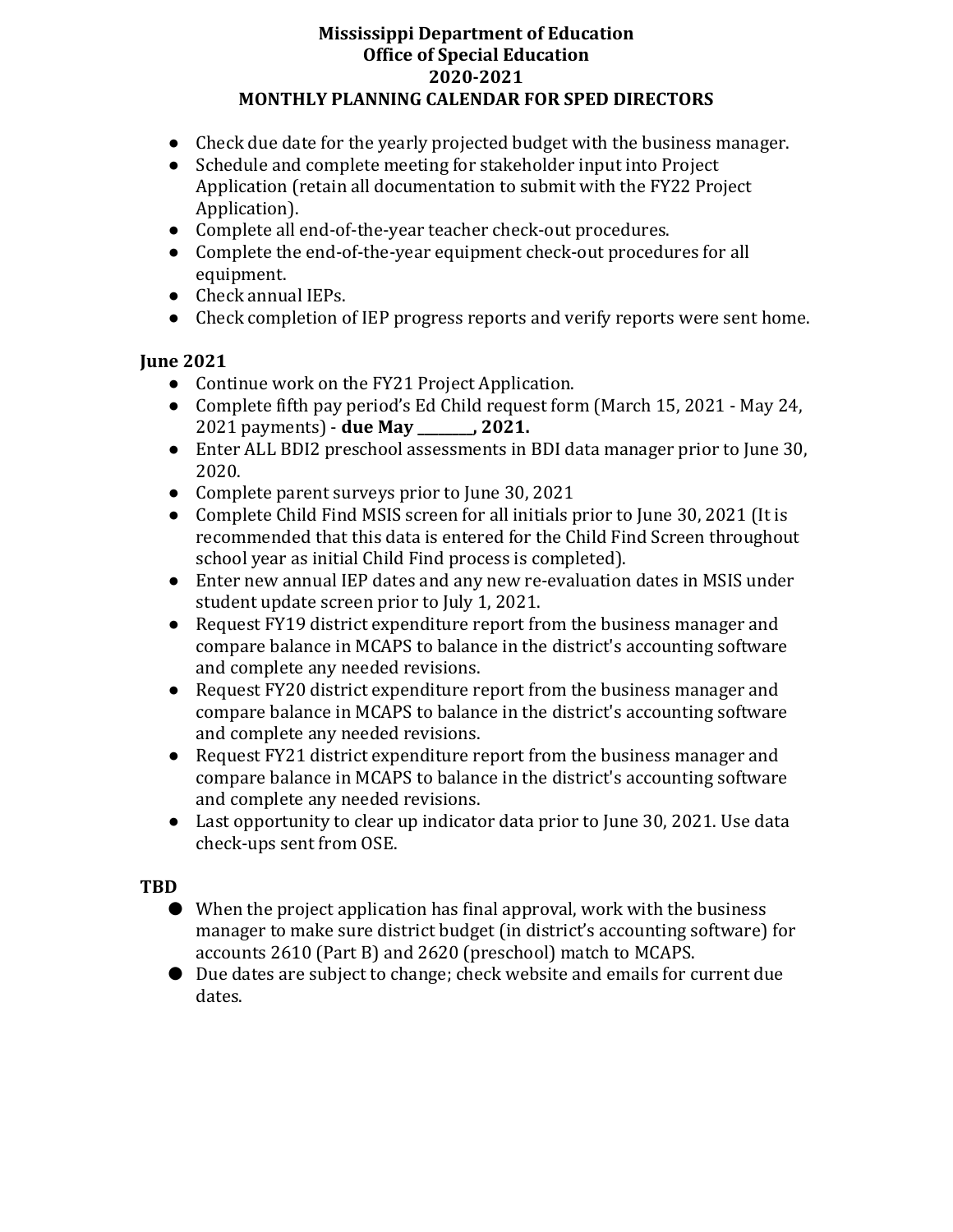# Mississippi Department of Education
# Office of Special Education
# 2020-2021
# MONTHLY PLANNING CALENDAR FOR SPED DIRECTORS

- Check due date for the yearly projected budget with the business manager.
- Schedule and complete meeting for stakeholder input into Project Application (retain all documentation to submit with the FY22 Project Application).
- Complete all end-of-the-year teacher check-out procedures.
- Complete the end-of-the-year equipment check-out procedures for all equipment.
- Check annual IEPs.
- Check completion of IEP progress reports and verify reports were sent home.

## June 2021

- Continue work on the FY21 Project Application.
- Complete fifth pay period's Ed Child request form (March 15, 2021 - May 24, 2021 payments) - **due May ________, 2021.**
- Enter ALL BDI2 preschool assessments in BDI data manager prior to June 30, 2020.
- Complete parent surveys prior to June 30, 2021
- Complete Child Find MSIS screen for all initials prior to June 30, 2021 (It is recommended that this data is entered for the Child Find Screen throughout school year as initial Child Find process is completed).
- Enter new annual IEP dates and any new re-evaluation dates in MSIS under student update screen prior to July 1, 2021.
- Request FY19 district expenditure report from the business manager and compare balance in MCAPS to balance in the district's accounting software and complete any needed revisions.
- Request FY20 district expenditure report from the business manager and compare balance in MCAPS to balance in the district's accounting software and complete any needed revisions.
- Request FY21 district expenditure report from the business manager and compare balance in MCAPS to balance in the district's accounting software and complete any needed revisions.
- Last opportunity to clear up indicator data prior to June 30, 2021. Use data check-ups sent from OSE.

## TBD

- When the project application has final approval, work with the business manager to make sure district budget (in district's accounting software) for accounts 2610 (Part B) and 2620 (preschool) match to MCAPS.
- Due dates are subject to change; check website and emails for current due dates.